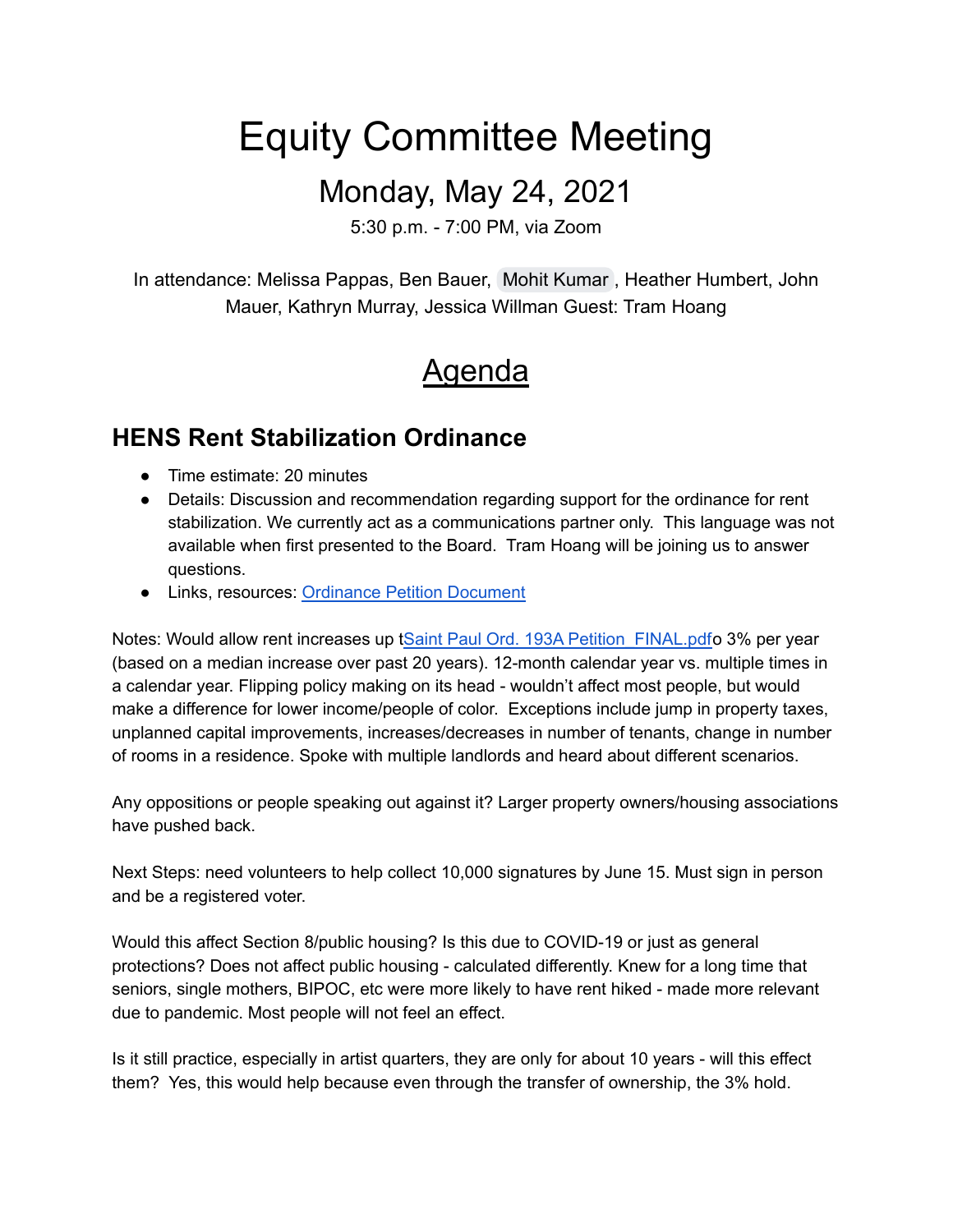# Equity Committee Meeting

## Monday, May 24, 2021

5:30 p.m. - 7:00 PM, via Zoom

In attendance: Melissa Pappas, Ben Bauer, Mohit Kumar, Heather Humbert, John Mauer, Kathryn Murray, Jessica Willman Guest: Tram Hoang

# Agenda

## HENS Rent Stabilization Ordinance

- Time estimate: 20 minutes
- Details: Discussion and recommendation regarding support for the ordinance for rent stabilization. We currently act as a communications partner only. This language was not available when first presented to the Board. Tram Hoang will be joining us to answer questions.
- Links, resources: Ordinance Petition Document

Notes: Would allow rent increases up tSaint Paul Ord. 193A Petition_FINAL.pdfo 3% per year (based on a median increase over past 20 years). 12-month calendar year vs. multiple times in a calendar year. Flipping policy making on its head - wouldn't affect most people, but would make a difference for lower income/people of color. Exceptions include jump in property taxes, unplanned capital improvements, increases/decreases in number of tenants, change in number of rooms in a residence. Spoke with multiple landlords and heard about different scenarios.

Any oppositions or people speaking out against it? Larger property owners/housing associations have pushed back.

Next Steps: need volunteers to help collect 10,000 signatures by June 15. Must sign in person and be a registered voter.

Would this affect Section 8/public housing? Is this due to COVID-19 or just as general protections? Does not affect public housing - calculated differently. Knew for a long time that seniors, single mothers, BIPOC, etc were more likely to have rent hiked - made more relevant due to pandemic. Most people will not feel an effect.

Is it still practice, especially in artist quarters, they are only for about 10 years - will this effect them? Yes, this would help because even through the transfer of ownership, the 3% hold.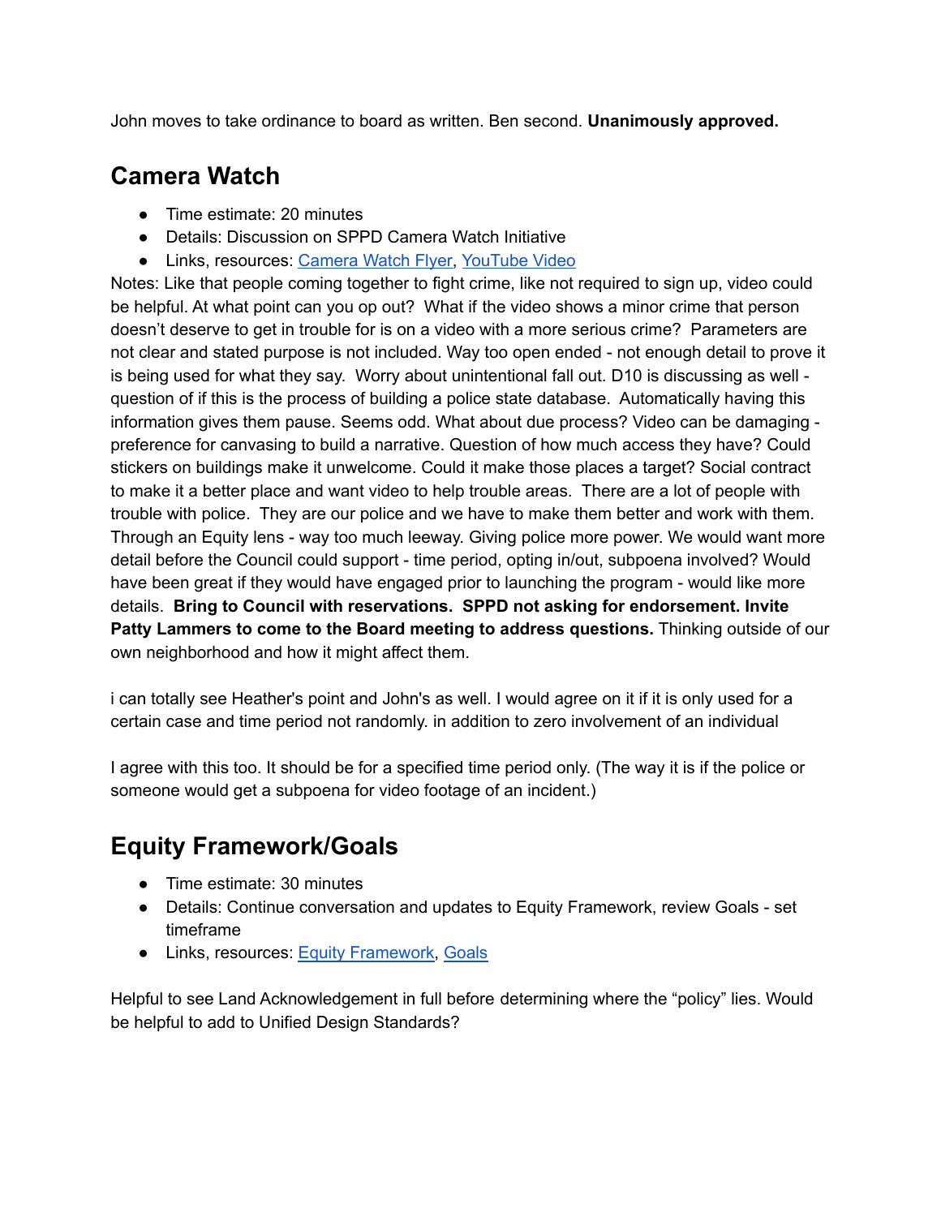John moves to take ordinance to board as written. Ben second. **Unanimously approved.**

## Camera Watch

- Time estimate: 20 minutes
- Details: Discussion on SPPD Camera Watch Initiative
- Links, resources: Camera Watch Flyer, YouTube Video

Notes: Like that people coming together to fight crime, like not required to sign up, video could be helpful. At what point can you op out? What if the video shows a minor crime that person doesn't deserve to get in trouble for is on a video with a more serious crime? Parameters are not clear and stated purpose is not included. Way too open ended - not enough detail to prove it is being used for what they say. Worry about unintentional fall out. D10 is discussing as well - question of if this is the process of building a police state database. Automatically having this information gives them pause. Seems odd. What about due process? Video can be damaging - preference for canvasing to build a narrative. Question of how much access they have? Could stickers on buildings make it unwelcome. Could it make those places a target? Social contract to make it a better place and want video to help trouble areas. There are a lot of people with trouble with police. They are our police and we have to make them better and work with them. Through an Equity lens - way too much leeway. Giving police more power. We would want more detail before the Council could support - time period, opting in/out, subpoena involved? Would have been great if they would have engaged prior to launching the program - would like more details. **Bring to Council with reservations. SPPD not asking for endorsement. Invite Patty Lammers to come to the Board meeting to address questions.** Thinking outside of our own neighborhood and how it might affect them.

i can totally see Heather's point and John's as well. I would agree on it if it is only used for a certain case and time period not randomly. in addition to zero involvement of an individual

I agree with this too. It should be for a specified time period only. (The way it is if the police or someone would get a subpoena for video footage of an incident.)

## Equity Framework/Goals

- Time estimate: 30 minutes
- Details: Continue conversation and updates to Equity Framework, review Goals - set timeframe
- Links, resources: Equity Framework, Goals

Helpful to see Land Acknowledgement in full before determining where the "policy" lies. Would be helpful to add to Unified Design Standards?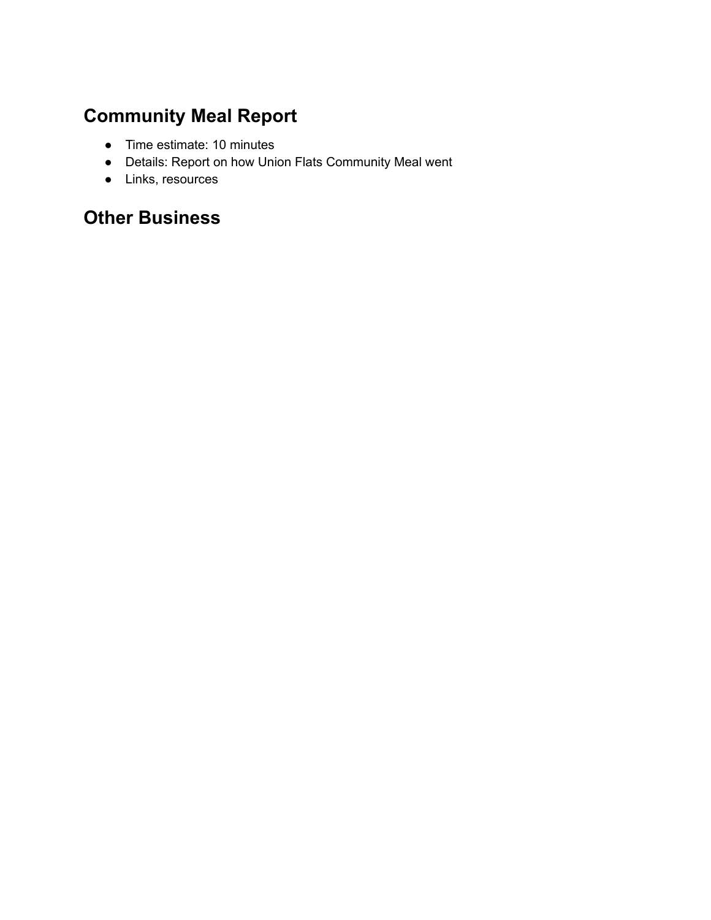## Community Meal Report

- Time estimate: 10 minutes
- Details: Report on how Union Flats Community Meal went
- Links, resources

## Other Business